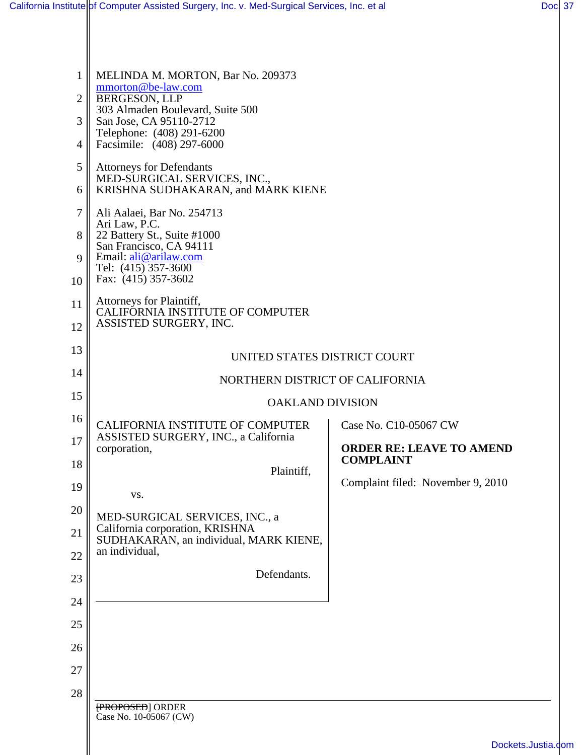MELINDA M. MORTON, Bar No. 209373
mmorton@be-law.com
BERGESON, LLP
303 Almaden Boulevard, Suite 500
San Jose, CA 95110-2712
Telephone: (408) 291-6200
Facsimile: (408) 297-6000

Attorneys for Defendants
MED-SURGICAL SERVICES, INC.,
KRISHNA SUDHAKARAN, and MARK KIENE

Ali Aalaei, Bar No. 254713
Ari Law, P.C.
22 Battery St., Suite #1000
San Francisco, CA 94111
Email: ali@arilaw.com
Tel: (415) 357-3600
Fax: (415) 357-3602

Attorneys for Plaintiff,
CALIFORNIA INSTITUTE OF COMPUTER
ASSISTED SURGERY, INC.

UNITED STATES DISTRICT COURT

NORTHERN DISTRICT OF CALIFORNIA

OAKLAND DIVISION

CALIFORNIA INSTITUTE OF COMPUTER ASSISTED SURGERY, INC., a California corporation,

Plaintiff,

vs.

MED-SURGICAL SERVICES, INC., a California corporation, KRISHNA SUDHAKARAN, an individual, MARK KIENE, an individual,

Defendants.

Case No. C10-05067 CW

**ORDER RE: LEAVE TO AMEND COMPLAINT**

Complaint filed: November 9, 2010

~~[PROPOSED]~~ ORDER
Case No. 10-05067 (CW)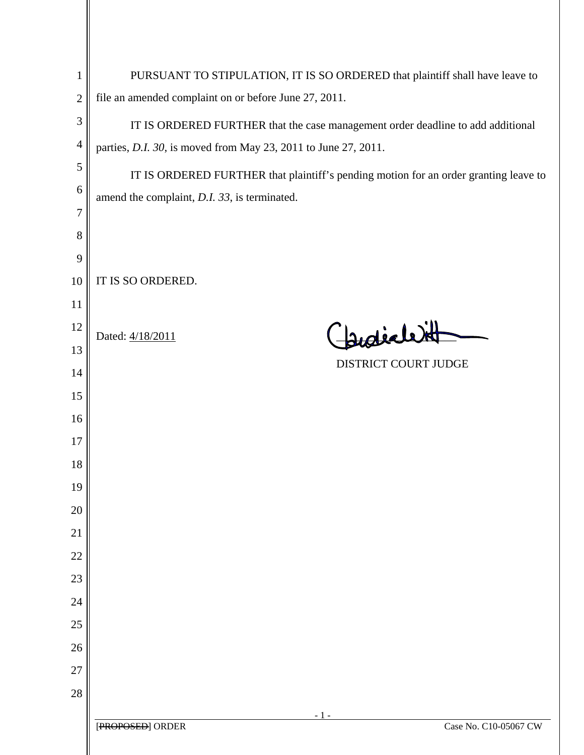PURSUANT TO STIPULATION, IT IS SO ORDERED that plaintiff shall have leave to file an amended complaint on or before June 27, 2011.

IT IS ORDERED FURTHER that the case management order deadline to add additional parties, *D.I. 30*, is moved from May 23, 2011 to June 27, 2011.

IT IS ORDERED FURTHER that plaintiff's pending motion for an order granting leave to amend the complaint, *D.I. 33*, is terminated.

IT IS SO ORDERED.

Dated: 4/18/2011

DISTRICT COURT JUDGE

~~[PROPOSED]~~ ORDER — Case No. C10-05067 CW